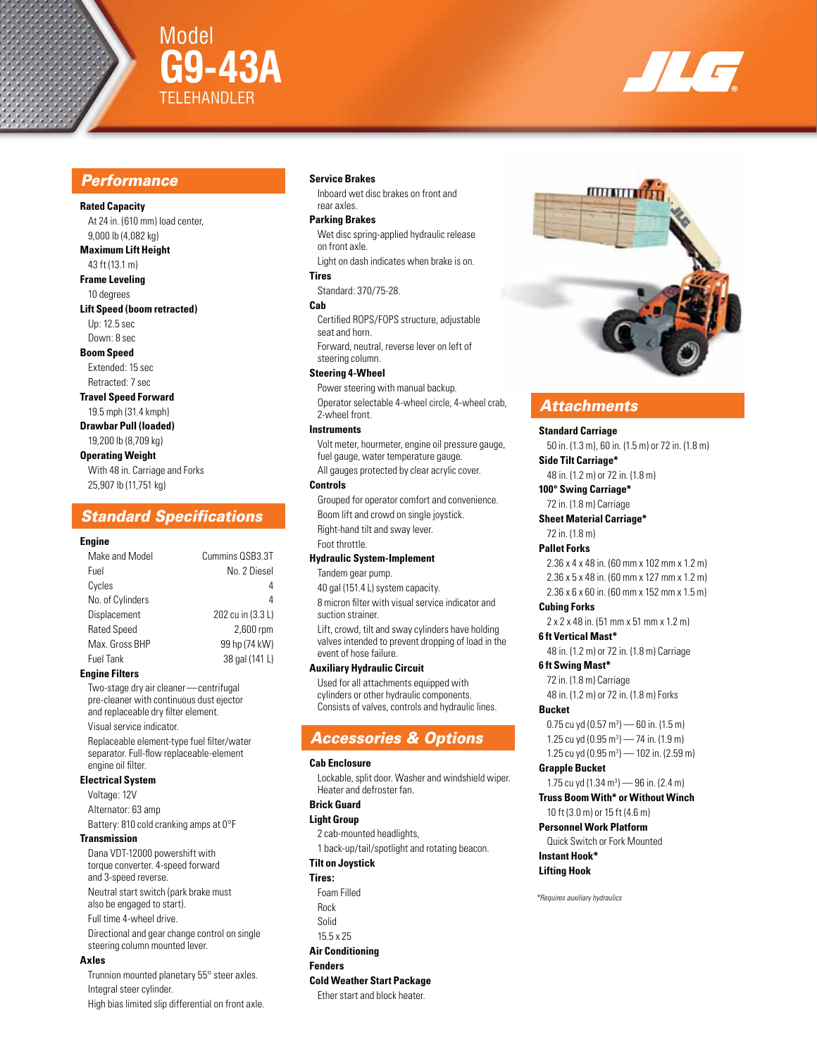# Model G9-43A TELEHANDLER

JLG

## Performance

**Rated Capacity**
At 24 in. (610 mm) load center, 9,000 lb (4,082 kg)

**Maximum Lift Height**
43 ft (13.1 m)

**Frame Leveling**
10 degrees

**Lift Speed (boom retracted)**
Up: 12.5 sec
Down: 8 sec

**Boom Speed**
Extended: 15 sec
Retracted: 7 sec

**Travel Speed Forward**
19.5 mph (31.4 kmph)

**Drawbar Pull (loaded)**
19,200 lb (8,709 kg)

**Operating Weight**
With 48 in. Carriage and Forks
25,907 lb (11,751 kg)

## Standard Specifications

**Engine**

| | |
|---|---|
| Make and Model | Cummins QSB3.3T |
| Fuel | No. 2 Diesel |
| Cycles | 4 |
| No. of Cylinders | 4 |
| Displacement | 202 cu in (3.3 L) |
| Rated Speed | 2,600 rpm |
| Max. Gross BHP | 99 hp (74 kW) |
| Fuel Tank | 38 gal (141 L) |

**Engine Filters**
Two-stage dry air cleaner—centrifugal pre-cleaner with continuous dust ejector and replaceable dry filter element.
Visual service indicator.
Replaceable element-type fuel filter/water separator. Full-flow replaceable-element engine oil filter.

**Electrical System**
Voltage: 12V
Alternator: 63 amp
Battery: 810 cold cranking amps at 0°F

**Transmission**
Dana VDT-12000 powershift with torque converter. 4-speed forward and 3-speed reverse.
Neutral start switch (park brake must also be engaged to start).
Full time 4-wheel drive.
Directional and gear change control on single steering column mounted lever.

**Axles**
Trunnion mounted planetary 55° steer axles.
Integral steer cylinder.
High bias limited slip differential on front axle.

**Service Brakes**
Inboard wet disc brakes on front and rear axles.

**Parking Brakes**
Wet disc spring-applied hydraulic release on front axle.
Light on dash indicates when brake is on.

**Tires**
Standard: 370/75-28.

**Cab**
Certified ROPS/FOPS structure, adjustable seat and horn.
Forward, neutral, reverse lever on left of steering column.

**Steering 4-Wheel**
Power steering with manual backup.
Operator selectable 4-wheel circle, 4-wheel crab, 2-wheel front.

**Instruments**
Volt meter, hourmeter, engine oil pressure gauge, fuel gauge, water temperature gauge.
All gauges protected by clear acrylic cover.

**Controls**
Grouped for operator comfort and convenience.
Boom lift and crowd on single joystick.
Right-hand tilt and sway lever.
Foot throttle.

**Hydraulic System-Implement**
Tandem gear pump.
40 gal (151.4 L) system capacity.
8 micron filter with visual service indicator and suction strainer.
Lift, crowd, tilt and sway cylinders have holding valves intended to prevent dropping of load in the event of hose failure.

**Auxiliary Hydraulic Circuit**
Used for all attachments equipped with cylinders or other hydraulic components. Consists of valves, controls and hydraulic lines.

## Accessories & Options

**Cab Enclosure**
Lockable, split door. Washer and windshield wiper. Heater and defroster fan.

**Brick Guard**

**Light Group**
2 cab-mounted headlights,
1 back-up/tail/spotlight and rotating beacon.

**Tilt on Joystick**

**Tires:**
Foam Filled
Rock
Solid
15.5 x 25

**Air Conditioning**

**Fenders**

**Cold Weather Start Package**
Ether start and block heater.

## Attachments

**Standard Carriage**
50 in. (1.3 m), 60 in. (1.5 m) or 72 in. (1.8 m)

**Side Tilt Carriage***
48 in. (1.2 m) or 72 in. (1.8 m)

**100° Swing Carriage***
72 in. (1.8 m) Carriage

**Sheet Material Carriage***
72 in. (1.8 m)

**Pallet Forks**
2.36 x 4 x 48 in. (60 mm x 102 mm x 1.2 m)
2.36 x 5 x 48 in. (60 mm x 127 mm x 1.2 m)
2.36 x 6 x 60 in. (60 mm x 152 mm x 1.5 m)

**Cubing Forks**
2 x 2 x 48 in. (51 mm x 51 mm x 1.2 m)

**6 ft Vertical Mast***
48 in. (1.2 m) or 72 in. (1.8 m) Carriage

**6 ft Swing Mast***
72 in. (1.8 m) Carriage
48 in. (1.2 m) or 72 in. (1.8 m) Forks

**Bucket**
0.75 cu yd (0.57 $m^3$) — 60 in. (1.5 m)
1.25 cu yd (0.95 $m^3$) — 74 in. (1.9 m)
1.25 cu yd (0.95 $m^3$) — 102 in. (2.59 m)

**Grapple Bucket**
1.75 cu yd (1.34 $m^3$) — 96 in. (2.4 m)

**Truss Boom With* or Without Winch**
10 ft (3.0 m) or 15 ft (4.6 m)

**Personnel Work Platform**
Quick Switch or Fork Mounted

**Instant Hook***

**Lifting Hook**

*Requires auxiliary hydraulics*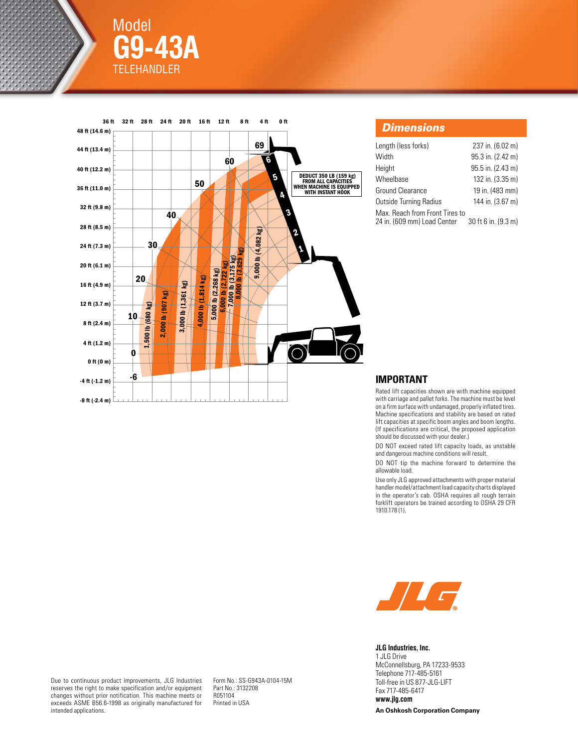Model
# G9-43A
TELEHANDLER

36 ft 32 ft 28 ft 24 ft 20 ft 16 ft 12 ft 8 ft 4 ft 0 ft

48 ft (14.6 m)
44 ft (13.4 m)
40 ft (12.2 m)
36 ft (11.0 m)
32 ft (9.8 m)
28 ft (8.5 m)
24 ft (7.3 m)
20 ft (6.1 m)
16 ft (4.9 m)
12 ft (3.7 m)
8 ft (2.4 m)
4 ft (1.2 m)
0 ft (0 m)
-4 ft (-1.2 m)
-8 ft (-2.4 m)

69 60 50 40 30 20 10 0 -6

1 2 3 4 5 6

1,500 lb (680 kg)
2,000 lb (907 kg)
3,000 lb (1,361 kg)
4,000 lb (1,814 kg)
5,000 lb (2,268 kg)
6,000 lb (2,722 kg)
7,000 lb (3,175 kg)
8,000 lb (3,629 kg)
9,000 lb (4,082 kg)

DEDUCT 350 LB (159 kg) FROM ALL CAPACITIES WHEN MACHINE IS EQUIPPED WITH INSTANT HOOK

## Dimensions

| | |
|---|---|
| Length (less forks) | 237 in. (6.02 m) |
| Width | 95.3 in. (2.42 m) |
| Height | 95.5 in. (2.43 m) |
| Wheelbase | 132 in. (3.35 m) |
| Ground Clearance | 19 in. (483 mm) |
| Outside Turning Radius | 144 in. (3.67 m) |
| Max. Reach from Front Tires to 24 in. (609 mm) Load Center | 30 ft 6 in. (9.3 m) |

## IMPORTANT

Rated lift capacities shown are with machine equipped with carriage and pallet forks. The machine must be level on a firm surface with undamaged, properly inflated tires. Machine specifications and stability are based on rated lift capacities at specific boom angles and boom lengths. (If specifications are critical, the proposed application should be discussed with your dealer.)

DO NOT exceed rated lift capacity loads, as unstable and dangerous machine conditions will result.

DO NOT tip the machine forward to determine the allowable load.

Use only JLG approved attachments with proper material handler model/attachment load capacity charts displayed in the operator's cab. OSHA requires all rough terrain forklift operators be trained according to OSHA 29 CFR 1910.178 (1).

Due to continuous product improvements, JLG Industries reserves the right to make specification and/or equipment changes without prior notification. This machine meets or exceeds ASME B56.6-1998 as originally manufactured for intended applications.

Form No.: SS-G943A-0104-15M
Part No.: 3132208
R051104
Printed in USA

**JLG Industries, Inc.**
1 JLG Drive
McConnellsburg, PA 17233-9533
Telephone 717-485-5161
Toll-free in US 877-JLG-LIFT
Fax 717-485-6417
**www.jlg.com**

**An Oshkosh Corporation Company**